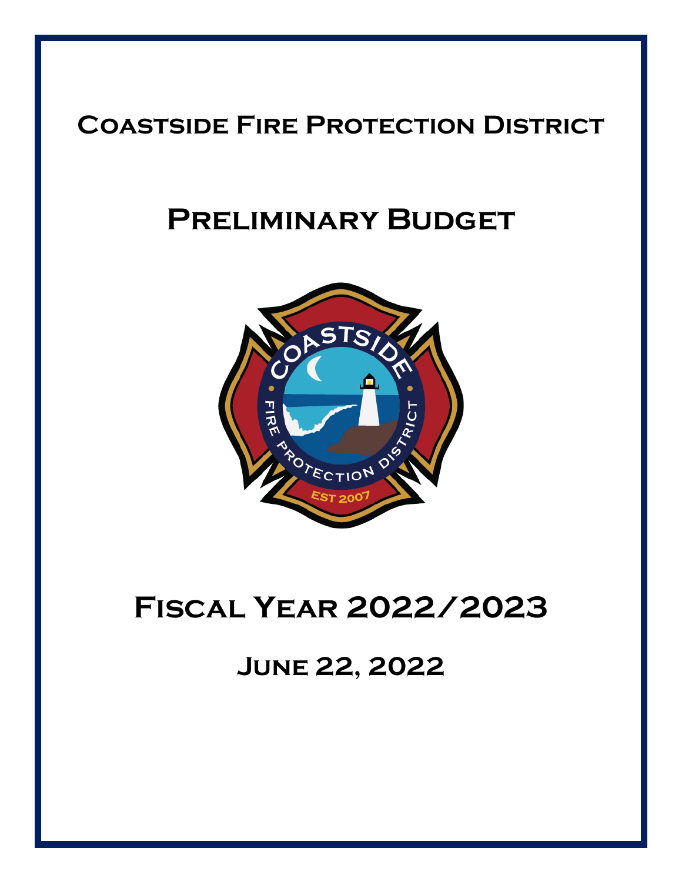# Coastside Fire Protection District

# Preliminary Budget

# Fiscal Year 2022/2023

## June 22, 2022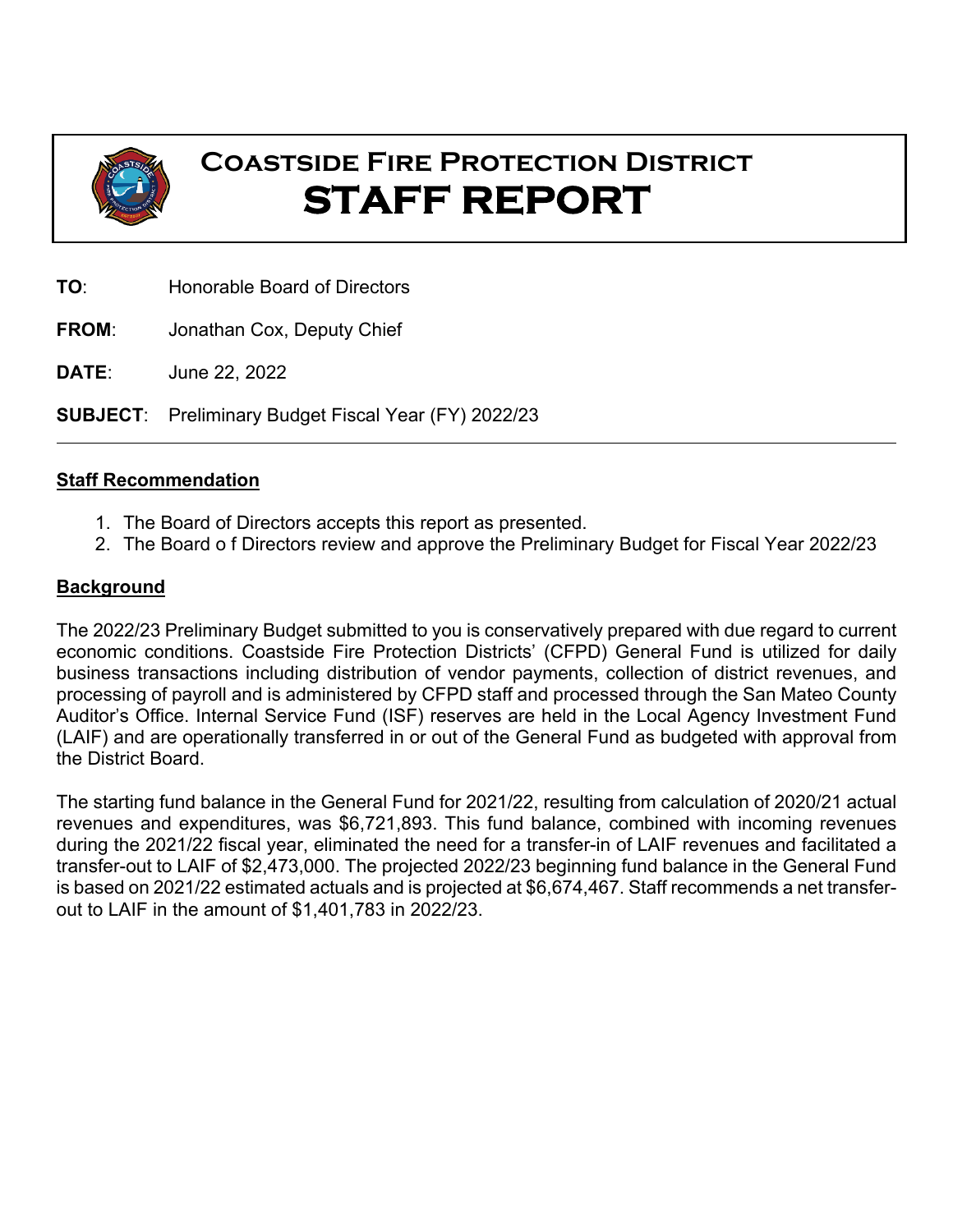# Coastside Fire Protection District
# STAFF REPORT

**TO**: Honorable Board of Directors

**FROM**: Jonathan Cox, Deputy Chief

**DATE**: June 22, 2022

**SUBJECT**: Preliminary Budget Fiscal Year (FY) 2022/23

---

## Staff Recommendation

1. The Board of Directors accepts this report as presented.
2. The Board o f Directors review and approve the Preliminary Budget for Fiscal Year 2022/23

## Background

The 2022/23 Preliminary Budget submitted to you is conservatively prepared with due regard to current economic conditions. Coastside Fire Protection Districts' (CFPD) General Fund is utilized for daily business transactions including distribution of vendor payments, collection of district revenues, and processing of payroll and is administered by CFPD staff and processed through the San Mateo County Auditor's Office. Internal Service Fund (ISF) reserves are held in the Local Agency Investment Fund (LAIF) and are operationally transferred in or out of the General Fund as budgeted with approval from the District Board.

The starting fund balance in the General Fund for 2021/22, resulting from calculation of 2020/21 actual revenues and expenditures, was $6,721,893. This fund balance, combined with incoming revenues during the 2021/22 fiscal year, eliminated the need for a transfer-in of LAIF revenues and facilitated a transfer-out to LAIF of $2,473,000. The projected 2022/23 beginning fund balance in the General Fund is based on 2021/22 estimated actuals and is projected at $6,674,467. Staff recommends a net transfer-out to LAIF in the amount of $1,401,783 in 2022/23.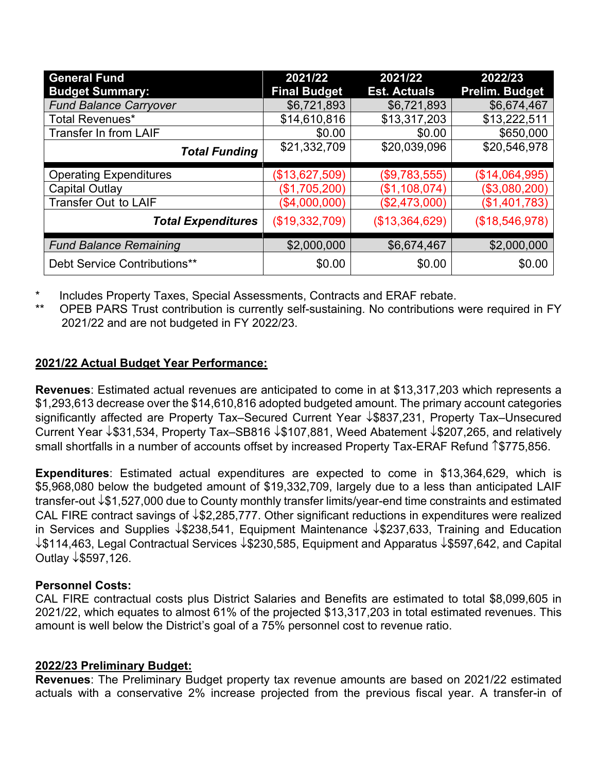| General Fund Budget Summary: | 2021/22 Final Budget | 2021/22 Est. Actuals | 2022/23 Prelim. Budget |
|---|---|---|---|
| *Fund Balance Carryover* | $6,721,893 | $6,721,893 | $6,674,467 |
| Total Revenues* | $14,610,816 | $13,317,203 | $13,222,511 |
| Transfer In from LAIF | $0.00 | $0.00 | $650,000 |
| ***Total Funding*** | $21,332,709 | $20,039,096 | $20,546,978 |
| Operating Expenditures | ($13,627,509) | ($9,783,555) | ($14,064,995) |
| Capital Outlay | ($1,705,200) | ($1,108,074) | ($3,080,200) |
| Transfer Out to LAIF | ($4,000,000) | ($2,473,000) | ($1,401,783) |
| ***Total Expenditures*** | ($19,332,709) | ($13,364,629) | ($18,546,978) |
| *Fund Balance Remaining* | $2,000,000 | $6,674,467 | $2,000,000 |
| Debt Service Contributions** | $0.00 | $0.00 | $0.00 |

\* Includes Property Taxes, Special Assessments, Contracts and ERAF rebate.

\*\* OPEB PARS Trust contribution is currently self-sustaining. No contributions were required in FY 2021/22 and are not budgeted in FY 2022/23.

## 2021/22 Actual Budget Year Performance:

**Revenues**: Estimated actual revenues are anticipated to come in at $13,317,203 which represents a $1,293,613 decrease over the $14,610,816 adopted budgeted amount. The primary account categories significantly affected are Property Tax–Secured Current Year ↓$837,231, Property Tax–Unsecured Current Year ↓$31,534, Property Tax–SB816 ↓$107,881, Weed Abatement ↓$207,265, and relatively small shortfalls in a number of accounts offset by increased Property Tax-ERAF Refund ↑$775,856.

**Expenditures**: Estimated actual expenditures are expected to come in $13,364,629, which is $5,968,080 below the budgeted amount of $19,332,709, largely due to a less than anticipated LAIF transfer-out ↓$1,527,000 due to County monthly transfer limits/year-end time constraints and estimated CAL FIRE contract savings of ↓$2,285,777. Other significant reductions in expenditures were realized in Services and Supplies ↓$238,541, Equipment Maintenance ↓$237,633, Training and Education ↓$114,463, Legal Contractual Services ↓$230,585, Equipment and Apparatus ↓$597,642, and Capital Outlay ↓$597,126.

**Personnel Costs:**
CAL FIRE contractual costs plus District Salaries and Benefits are estimated to total $8,099,605 in 2021/22, which equates to almost 61% of the projected $13,317,203 in total estimated revenues. This amount is well below the District's goal of a 75% personnel cost to revenue ratio.

## 2022/23 Preliminary Budget:

**Revenues**: The Preliminary Budget property tax revenue amounts are based on 2021/22 estimated actuals with a conservative 2% increase projected from the previous fiscal year. A transfer-in of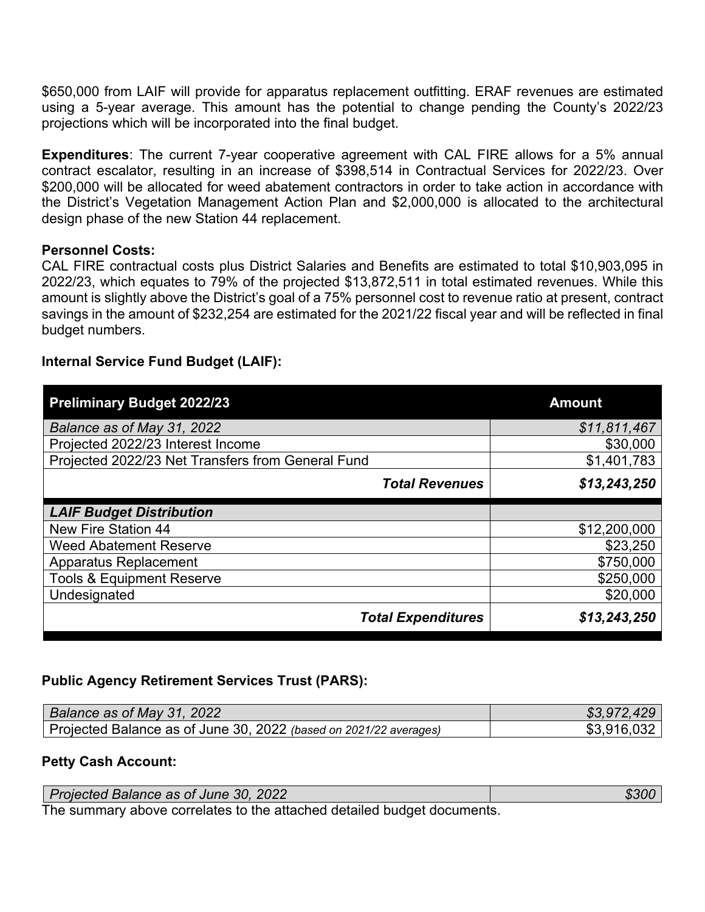$650,000 from LAIF will provide for apparatus replacement outfitting. ERAF revenues are estimated using a 5-year average. This amount has the potential to change pending the County's 2022/23 projections which will be incorporated into the final budget.

**Expenditures**: The current 7-year cooperative agreement with CAL FIRE allows for a 5% annual contract escalator, resulting in an increase of $398,514 in Contractual Services for 2022/23. Over $200,000 will be allocated for weed abatement contractors in order to take action in accordance with the District's Vegetation Management Action Plan and $2,000,000 is allocated to the architectural design phase of the new Station 44 replacement.

**Personnel Costs:**
CAL FIRE contractual costs plus District Salaries and Benefits are estimated to total $10,903,095 in 2022/23, which equates to 79% of the projected $13,872,511 in total estimated revenues. While this amount is slightly above the District's goal of a 75% personnel cost to revenue ratio at present, contract savings in the amount of $232,254 are estimated for the 2021/22 fiscal year and will be reflected in final budget numbers.

**Internal Service Fund Budget (LAIF):**

| Preliminary Budget 2022/23 | Amount |
|---|---|
| *Balance as of May 31, 2022* | *$11,811,467* |
| Projected 2022/23 Interest Income | $30,000 |
| Projected 2022/23 Net Transfers from General Fund | $1,401,783 |
| ***Total Revenues*** | ***$13,243,250*** |
| ***LAIF Budget Distribution*** | |
| New Fire Station 44 | $12,200,000 |
| Weed Abatement Reserve | $23,250 |
| Apparatus Replacement | $750,000 |
| Tools & Equipment Reserve | $250,000 |
| Undesignated | $20,000 |
| ***Total Expenditures*** | ***$13,243,250*** |

**Public Agency Retirement Services Trust (PARS):**

| | |
|---|---|
| *Balance as of May 31, 2022* | *$3,972,429* |
| Projected Balance as of June 30, 2022 *(based on 2021/22 averages)* | $3,916,032 |

**Petty Cash Account:**

| | |
|---|---|
| *Projected Balance as of June 30, 2022* | *$300* |

The summary above correlates to the attached detailed budget documents.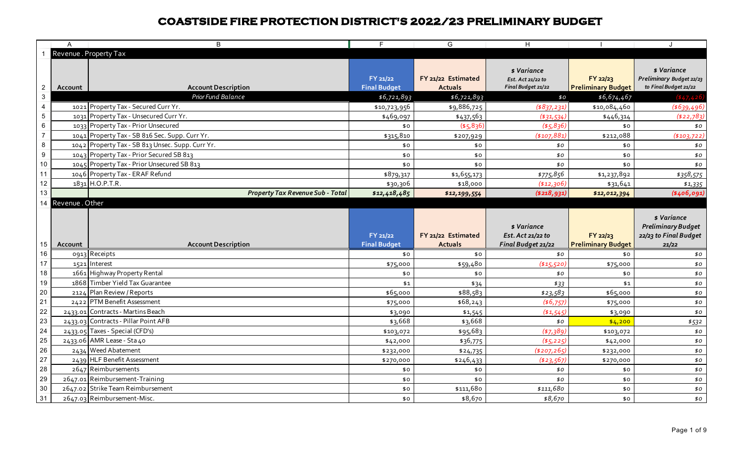# COASTSIDE FIRE PROTECTION DISTRICT'S 2022/23 PRELIMINARY BUDGET

| Account | Account Description | FY 21/22 Final Budget | FY 21/22 Estimated Actuals | $ Variance Est. Act 21/22 to Final Budget 21/22 | FY 22/23 Preliminary Budget | $ Variance Preliminary Budget 22/23 to Final Budget 21/22 |
|---|---|---|---|---|---|---|
| **Revenue . Property Tax** | | | | | | |
| | *Prior Fund Balance* | *$6,721,893* | *$6,721,893* | *$0* | *$6,674,467* | *($47,426)* |
| 1021 | Property Tax - Secured Curr Yr. | $10,723,956 | $9,886,725 | ($837,231) | $10,084,460 | ($639,496) |
| 1031 | Property Tax - Unsecured Curr Yr. | $469,097 | $437,563 | ($31,534) | $446,314 | ($22,783) |
| 1033 | Property Tax - Prior Unsecured | $0 | ($5,836) | ($5,836) | $0 | $0 |
| 1041 | Property Tax - SB 816 Sec. Supp. Curr Yr. | $315,810 | $207,929 | ($107,881) | $212,088 | ($103,722) |
| 1042 | Property Tax - SB 813 Unsec. Supp. Curr Yr. | $0 | $0 | $0 | $0 | $0 |
| 1043 | Property Tax - Prior Secured SB 813 | $0 | $0 | $0 | $0 | $0 |
| 1045 | Property Tax - Prior Unsecured SB 813 | $0 | $0 | $0 | $0 | $0 |
| 1046 | Property Tax - ERAF Refund | $879,317 | $1,655,173 | $775,856 | $1,237,892 | $358,575 |
| 1831 | H.O.P.T.R. | $30,306 | $18,000 | ($12,306) | $31,641 | $1,335 |
| | ***Property Tax Revenue Sub - Total*** | ***$12,418,485*** | ***$12,199,554*** | ***($218,931)*** | ***$12,012,394*** | ***($406,091)*** |
| **Revenue . Other** | | | | | | |
| 0913 | Receipts | $0 | $0 | $0 | $0 | $0 |
| 1521 | Interest | $75,000 | $59,480 | ($15,520) | $75,000 | $0 |
| 1661 | Highway Property Rental | $0 | $0 | $0 | $0 | $0 |
| 1868 | Timber Yield Tax Guarantee | $1 | $34 | $33 | $1 | $0 |
| 2124 | Plan Review / Reports | $65,000 | $88,583 | $23,583 | $65,000 | $0 |
| 2422 | PTM Benefit Assessment | $75,000 | $68,243 | ($6,757) | $75,000 | $0 |
| 2433.01 | Contracts - Martins Beach | $3,090 | $1,545 | ($1,545) | $3,090 | $0 |
| 2433.03 | Contracts - Pillar Point AFB | $3,668 | $3,668 | $0 | $4,200 | $532 |
| 2433.05 | Taxes - Special (CFD's) | $103,072 | $95,683 | ($7,389) | $103,072 | $0 |
| 2433.06 | AMR Lease - Sta 40 | $42,000 | $36,775 | ($5,225) | $42,000 | $0 |
| 2434 | Weed Abatement | $232,000 | $24,735 | ($207,265) | $232,000 | $0 |
| 2439 | HLF Benefit Assessment | $270,000 | $246,433 | ($23,567) | $270,000 | $0 |
| 2647 | Reimbursements | $0 | $0 | $0 | $0 | $0 |
| 2647.01 | Reimbursement-Training | $0 | $0 | $0 | $0 | $0 |
| 2647.02 | Strike Team Reimbursement | $0 | $111,680 | $111,680 | $0 | $0 |
| 2647.03 | Reimbursement-Misc. | $0 | $8,670 | $8,670 | $0 | $0 |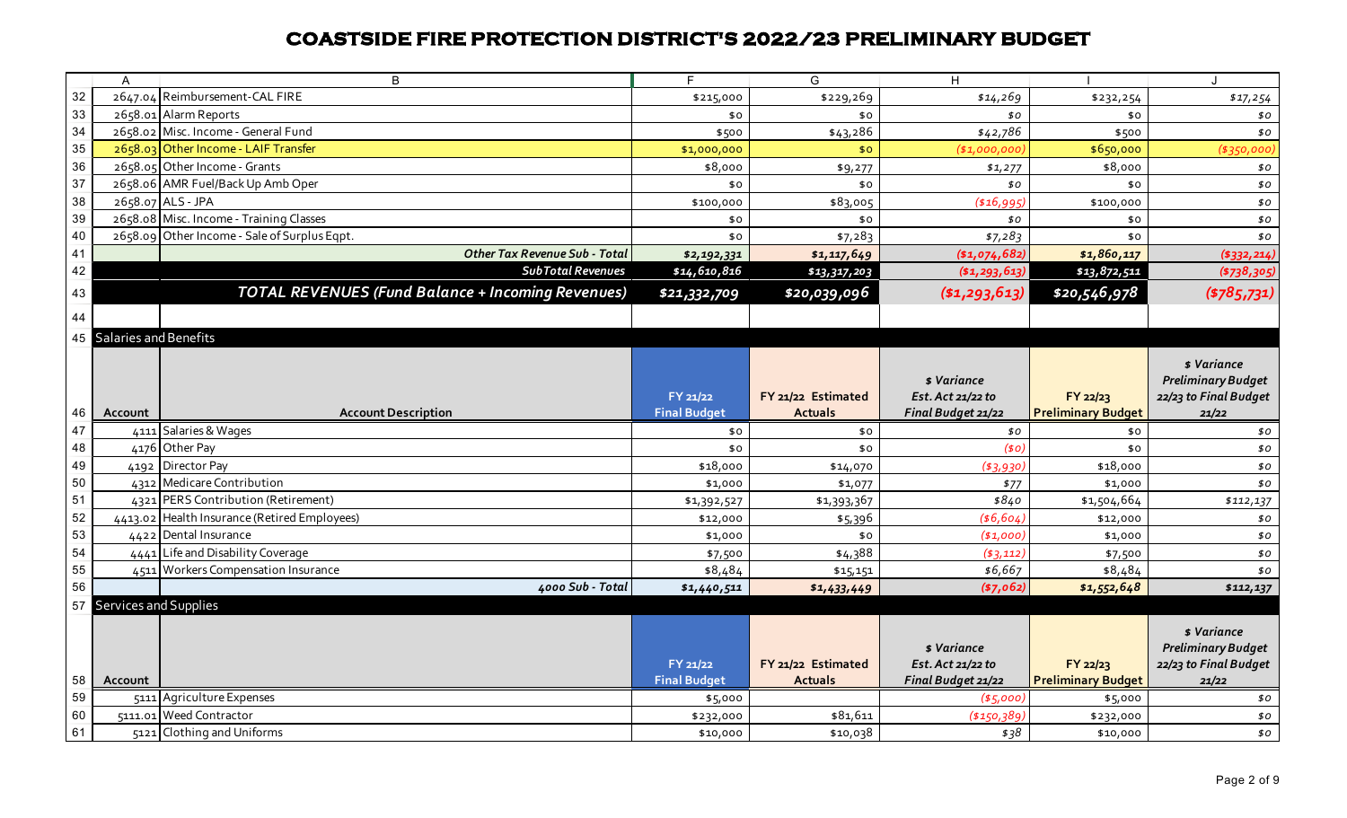# COASTSIDE FIRE PROTECTION DISTRICT'S 2022/23 PRELIMINARY BUDGET

| | A | B | F | G | H | I | J |
|---|---|---|---|---|---|---|---|
| 32 | 2647.04 | Reimbursement-CAL FIRE | $215,000 | $229,269 | *$14,269* | $232,254 | *$17,254* |
| 33 | 2658.01 | Alarm Reports | $0 | $0 | *$0* | $0 | *$0* |
| 34 | 2658.02 | Misc. Income - General Fund | $500 | $43,286 | *$42,786* | $500 | *$0* |
| 35 | 2658.03 | Other Income - LAIF Transfer | $1,000,000 | $0 | *($1,000,000)* | $650,000 | *($350,000)* |
| 36 | 2658.05 | Other Income - Grants | $8,000 | $9,277 | *$1,277* | $8,000 | *$0* |
| 37 | 2658.06 | AMR Fuel/Back Up Amb Oper | $0 | $0 | *$0* | $0 | *$0* |
| 38 | 2658.07 | ALS - JPA | $100,000 | $83,005 | *($16,995)* | $100,000 | *$0* |
| 39 | 2658.08 | Misc. Income - Training Classes | $0 | $0 | *$0* | $0 | *$0* |
| 40 | 2658.09 | Other Income - Sale of Surplus Eqpt. | $0 | $7,283 | *$7,283* | $0 | *$0* |
| 41 | | ***Other Tax Revenue Sub - Total*** | ***$2,192,331*** | ***$1,117,649*** | ***($1,074,682)*** | ***$1,860,117*** | ***($332,214)*** |
| 42 | | ***SubTotal Revenues*** | ***$14,610,816*** | ***$13,317,203*** | ***($1,293,613)*** | ***$13,872,511*** | ***($738,305)*** |
| 43 | | ***TOTAL REVENUES (Fund Balance + Incoming Revenues)*** | ***$21,332,709*** | ***$20,039,096*** | ***($1,293,613)*** | ***$20,546,978*** | ***($785,731)*** |
| 44 | | | | | | | |
| 45 | Salaries and Benefits | | | | | | |
| 46 | **Account** | **Account Description** | **FY 21/22 Final Budget** | **FY 21/22 Estimated Actuals** | ***$ Variance Est. Act 21/22 to Final Budget 21/22*** | **FY 22/23 Preliminary Budget** | ***$ Variance Preliminary Budget 22/23 to Final Budget 21/22*** |
| 47 | 4111 | Salaries & Wages | $0 | $0 | *$0* | $0 | *$0* |
| 48 | 4176 | Other Pay | $0 | $0 | *($0)* | $0 | *$0* |
| 49 | 4192 | Director Pay | $18,000 | $14,070 | *($3,930)* | $18,000 | *$0* |
| 50 | 4312 | Medicare Contribution | $1,000 | $1,077 | *$77* | $1,000 | *$0* |
| 51 | 4321 | PERS Contribution (Retirement) | $1,392,527 | $1,393,367 | *$840* | $1,504,664 | *$112,137* |
| 52 | 4413.02 | Health Insurance (Retired Employees) | $12,000 | $5,396 | *($6,604)* | $12,000 | *$0* |
| 53 | 4422 | Dental Insurance | $1,000 | $0 | *($1,000)* | $1,000 | *$0* |
| 54 | 4441 | Life and Disability Coverage | $7,500 | $4,388 | *($3,112)* | $7,500 | *$0* |
| 55 | 4511 | Workers Compensation Insurance | $8,484 | $15,151 | *$6,667* | $8,484 | *$0* |
| 56 | | ***4000 Sub - Total*** | ***$1,440,511*** | ***$1,433,449*** | ***($7,062)*** | ***$1,552,648*** | ***$112,137*** |
| 57 | Services and Supplies | | | | | | |
| 58 | **Account** | | **FY 21/22 Final Budget** | **FY 21/22 Estimated Actuals** | ***$ Variance Est. Act 21/22 to Final Budget 21/22*** | **FY 22/23 Preliminary Budget** | ***$ Variance Preliminary Budget 22/23 to Final Budget 21/22*** |
| 59 | 5111 | Agriculture Expenses | $5,000 | | *($5,000)* | $5,000 | *$0* |
| 60 | 5111.01 | Weed Contractor | $232,000 | $81,611 | *($150,389)* | $232,000 | *$0* |
| 61 | 5121 | Clothing and Uniforms | $10,000 | $10,038 | *$38* | $10,000 | *$0* |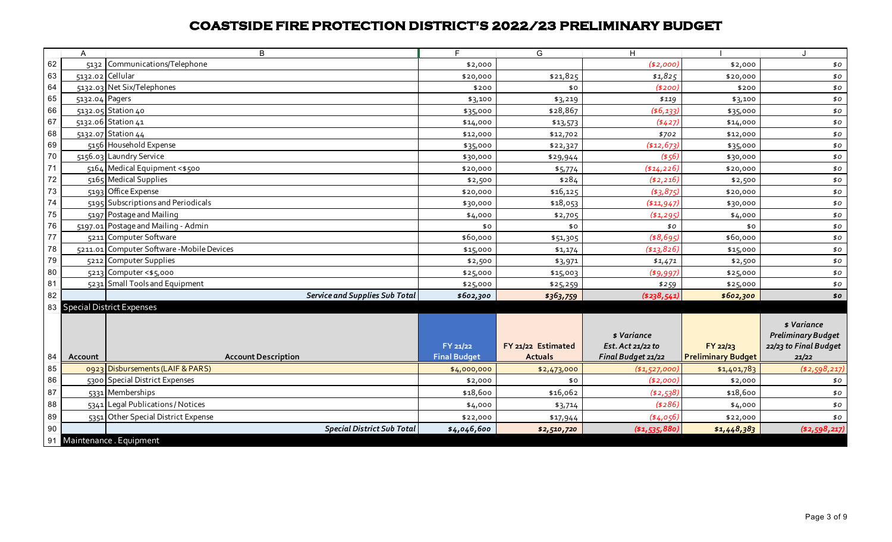# COASTSIDE FIRE PROTECTION DISTRICT'S 2022/23 PRELIMINARY BUDGET

| Account | Account Description | FY 21/22 Final Budget | FY 21/22 Estimated Actuals | $ Variance Est. Act 21/22 to Final Budget 21/22 | FY 22/23 Preliminary Budget | $ Variance Preliminary Budget 22/23 to Final Budget 21/22 |
|---|---|---|---|---|---|---|
| 5132 | Communications/Telephone | $2,000 | | ($2,000) | $2,000 | $0 |
| 5132.02 | Cellular | $20,000 | $21,825 | $1,825 | $20,000 | $0 |
| 5132.03 | Net Six/Telephones | $200 | $0 | ($200) | $200 | $0 |
| 5132.04 | Pagers | $3,100 | $3,219 | $119 | $3,100 | $0 |
| 5132.05 | Station 40 | $35,000 | $28,867 | ($6,133) | $35,000 | $0 |
| 5132.06 | Station 41 | $14,000 | $13,573 | ($427) | $14,000 | $0 |
| 5132.07 | Station 44 | $12,000 | $12,702 | $702 | $12,000 | $0 |
| 5156 | Household Expense | $35,000 | $22,327 | ($12,673) | $35,000 | $0 |
| 5156.03 | Laundry Service | $30,000 | $29,944 | ($56) | $30,000 | $0 |
| 5164 | Medical Equipment <$500 | $20,000 | $5,774 | ($14,226) | $20,000 | $0 |
| 5165 | Medical Supplies | $2,500 | $284 | ($2,216) | $2,500 | $0 |
| 5193 | Office Expense | $20,000 | $16,125 | ($3,875) | $20,000 | $0 |
| 5195 | Subscriptions and Periodicals | $30,000 | $18,053 | ($11,947) | $30,000 | $0 |
| 5197 | Postage and Mailing | $4,000 | $2,705 | ($1,295) | $4,000 | $0 |
| 5197.01 | Postage and Mailing - Admin | $0 | $0 | $0 | $0 | $0 |
| 5211 | Computer Software | $60,000 | $51,305 | ($8,695) | $60,000 | $0 |
| 5211.01 | Computer Software -Mobile Devices | $15,000 | $1,174 | ($13,826) | $15,000 | $0 |
| 5212 | Computer Supplies | $2,500 | $3,971 | $1,471 | $2,500 | $0 |
| 5213 | Computer <$5,000 | $25,000 | $15,003 | ($9,997) | $25,000 | $0 |
| 5231 | Small Tools and Equipment | $25,000 | $25,259 | $259 | $25,000 | $0 |
| | ***Service and Supplies Sub Total*** | ***$602,300*** | ***$363,759*** | ***($238,541)*** | ***$602,300*** | ***$0*** |

**Special District Expenses**

| Account | Account Description | FY 21/22 Final Budget | FY 21/22 Estimated Actuals | $ Variance Est. Act 21/22 to Final Budget 21/22 | FY 22/23 Preliminary Budget | $ Variance Preliminary Budget 22/23 to Final Budget 21/22 |
|---|---|---|---|---|---|---|
| 0923 | Disbursements (LAIF & PARS) | $4,000,000 | $2,473,000 | ($1,527,000) | $1,401,783 | ($2,598,217) |
| 5300 | Special District Expenses | $2,000 | $0 | ($2,000) | $2,000 | $0 |
| 5331 | Memberships | $18,600 | $16,062 | ($2,538) | $18,600 | $0 |
| 5341 | Legal Publications / Notices | $4,000 | $3,714 | ($286) | $4,000 | $0 |
| 5351 | Other Special District Expense | $22,000 | $17,944 | ($4,056) | $22,000 | $0 |
| | ***Special District Sub Total*** | ***$4,046,600*** | ***$2,510,720*** | ***($1,535,880)*** | ***$1,448,383*** | ***($2,598,217)*** |

**Maintenance . Equipment**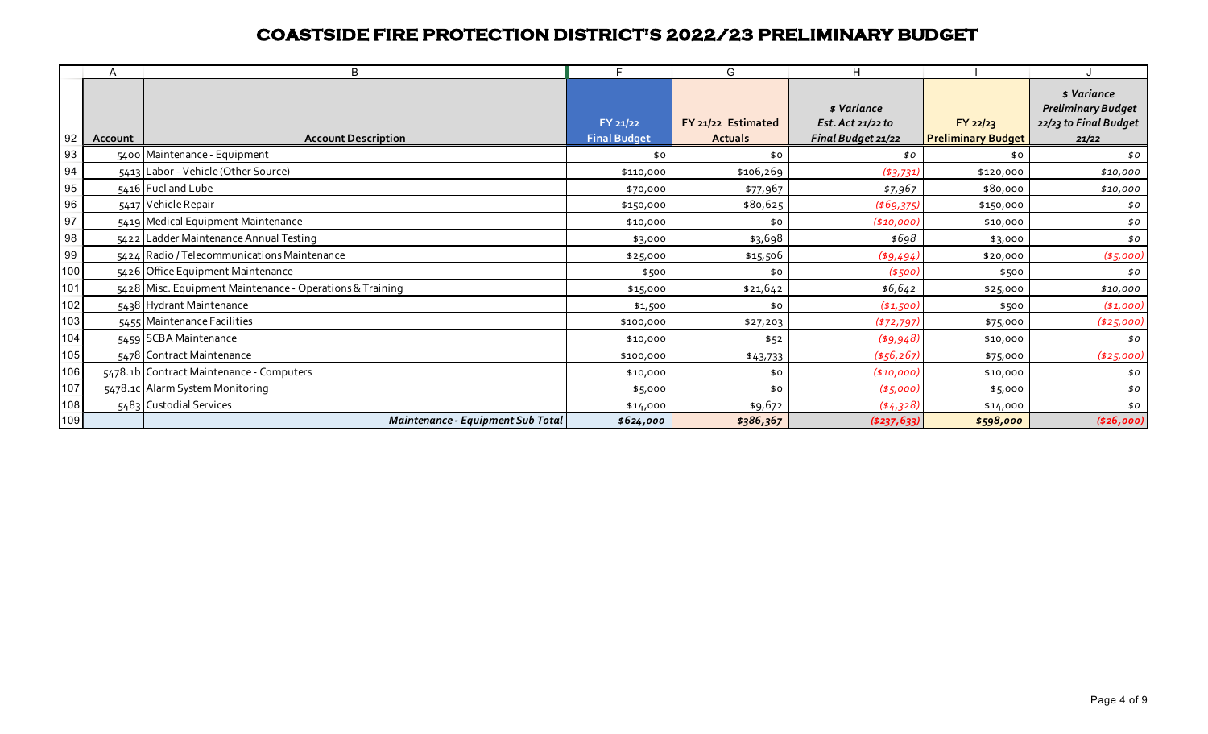# COASTSIDE FIRE PROTECTION DISTRICT'S 2022/23 PRELIMINARY BUDGET

| Account | Account Description | FY 21/22 Final Budget | FY 21/22 Estimated Actuals | $ Variance Est. Act 21/22 to Final Budget 21/22 | FY 22/23 Preliminary Budget | $ Variance Preliminary Budget 22/23 to Final Budget 21/22 |
|---|---|---|---|---|---|---|
| 5400 | Maintenance - Equipment | $0 | $0 | $0 | $0 | $0 |
| 5413 | Labor - Vehicle (Other Source) | $110,000 | $106,269 | ($3,731) | $120,000 | $10,000 |
| 5416 | Fuel and Lube | $70,000 | $77,967 | $7,967 | $80,000 | $10,000 |
| 5417 | Vehicle Repair | $150,000 | $80,625 | ($69,375) | $150,000 | $0 |
| 5419 | Medical Equipment Maintenance | $10,000 | $0 | ($10,000) | $10,000 | $0 |
| 5422 | Ladder Maintenance Annual Testing | $3,000 | $3,698 | $698 | $3,000 | $0 |
| 5424 | Radio / Telecommunications Maintenance | $25,000 | $15,506 | ($9,494) | $20,000 | ($5,000) |
| 5426 | Office Equipment Maintenance | $500 | $0 | ($500) | $500 | $0 |
| 5428 | Misc. Equipment Maintenance - Operations & Training | $15,000 | $21,642 | $6,642 | $25,000 | $10,000 |
| 5438 | Hydrant Maintenance | $1,500 | $0 | ($1,500) | $500 | ($1,000) |
| 5455 | Maintenance Facilities | $100,000 | $27,203 | ($72,797) | $75,000 | ($25,000) |
| 5459 | SCBA Maintenance | $10,000 | $52 | ($9,948) | $10,000 | $0 |
| 5478 | Contract Maintenance | $100,000 | $43,733 | ($56,267) | $75,000 | ($25,000) |
| 5478.1b | Contract Maintenance - Computers | $10,000 | $0 | ($10,000) | $10,000 | $0 |
| 5478.1c | Alarm System Monitoring | $5,000 | $0 | ($5,000) | $5,000 | $0 |
| 5483 | Custodial Services | $14,000 | $9,672 | ($4,328) | $14,000 | $0 |
| | ***Maintenance - Equipment Sub Total*** | ***$624,000*** | ***$386,367*** | ***($237,633)*** | ***$598,000*** | ***($26,000)*** |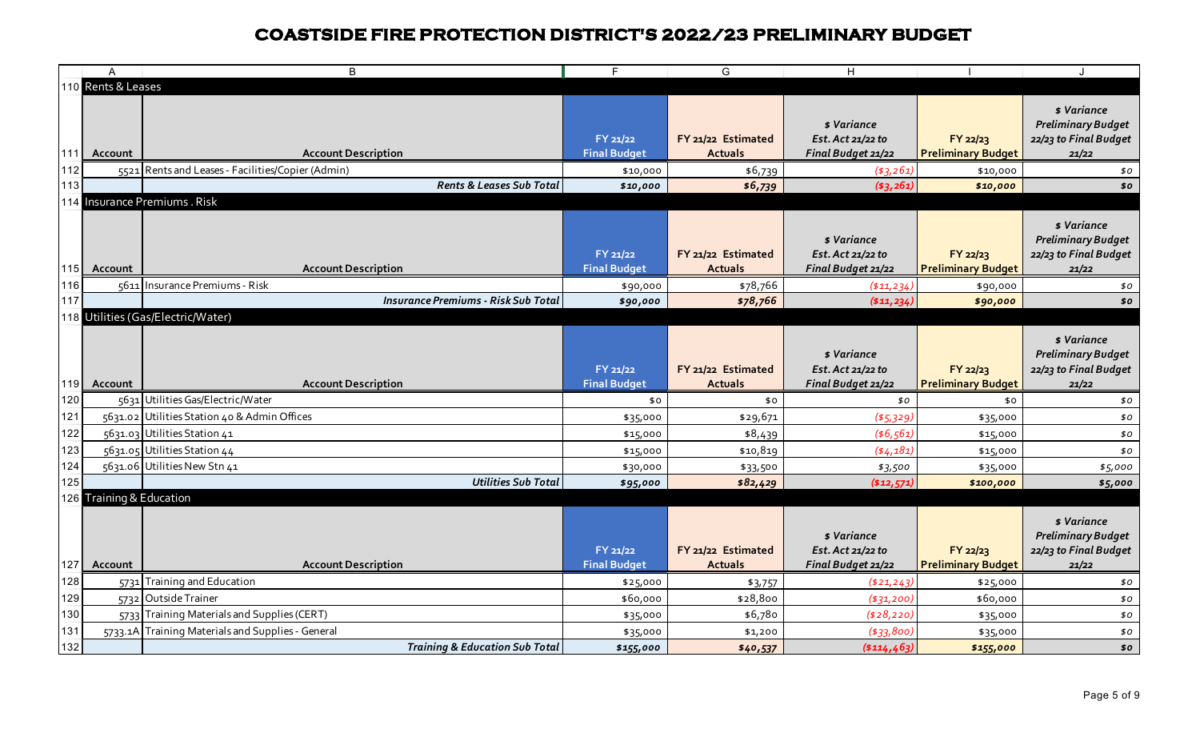# COASTSIDE FIRE PROTECTION DISTRICT'S 2022/23 PRELIMINARY BUDGET

## Rents & Leases

| Account | Account Description | FY 21/22 Final Budget | FY 21/22 Estimated Actuals | $ Variance Est. Act 21/22 to Final Budget 21/22 | FY 22/23 Preliminary Budget | $ Variance Preliminary Budget 22/23 to Final Budget 21/22 |
|---|---|---|---|---|---|---|
| 5521 | Rents and Leases - Facilities/Copier (Admin) | $10,000 | $6,739 | ($3,261) | $10,000 | $0 |
| | ***Rents & Leases Sub Total*** | ***$10,000*** | ***$6,739*** | ***($3,261)*** | ***$10,000*** | ***$0*** |

## Insurance Premiums . Risk

| Account | Account Description | FY 21/22 Final Budget | FY 21/22 Estimated Actuals | $ Variance Est. Act 21/22 to Final Budget 21/22 | FY 22/23 Preliminary Budget | $ Variance Preliminary Budget 22/23 to Final Budget 21/22 |
|---|---|---|---|---|---|---|
| 5611 | Insurance Premiums - Risk | $90,000 | $78,766 | ($11,234) | $90,000 | $0 |
| | ***Insurance Premiums - Risk Sub Total*** | ***$90,000*** | ***$78,766*** | ***($11,234)*** | ***$90,000*** | ***$0*** |

## Utilities (Gas/Electric/Water)

| Account | Account Description | FY 21/22 Final Budget | FY 21/22 Estimated Actuals | $ Variance Est. Act 21/22 to Final Budget 21/22 | FY 22/23 Preliminary Budget | $ Variance Preliminary Budget 22/23 to Final Budget 21/22 |
|---|---|---|---|---|---|---|
| 5631 | Utilities Gas/Electric/Water | $0 | $0 | $0 | $0 | $0 |
| 5631.02 | Utilities Station 40 & Admin Offices | $35,000 | $29,671 | ($5,329) | $35,000 | $0 |
| 5631.03 | Utilities Station 41 | $15,000 | $8,439 | ($6,561) | $15,000 | $0 |
| 5631.05 | Utilities Station 44 | $15,000 | $10,819 | ($4,181) | $15,000 | $0 |
| 5631.06 | Utilities New Stn 41 | $30,000 | $33,500 | $3,500 | $35,000 | $5,000 |
| | ***Utilities Sub Total*** | ***$95,000*** | ***$82,429*** | ***($12,571)*** | ***$100,000*** | ***$5,000*** |

## Training & Education

| Account | Account Description | FY 21/22 Final Budget | FY 21/22 Estimated Actuals | $ Variance Est. Act 21/22 to Final Budget 21/22 | FY 22/23 Preliminary Budget | $ Variance Preliminary Budget 22/23 to Final Budget 21/22 |
|---|---|---|---|---|---|---|
| 5731 | Training and Education | $25,000 | $3,757 | ($21,243) | $25,000 | $0 |
| 5732 | Outside Trainer | $60,000 | $28,800 | ($31,200) | $60,000 | $0 |
| 5733 | Training Materials and Supplies (CERT) | $35,000 | $6,780 | ($28,220) | $35,000 | $0 |
| 5733.1A | Training Materials and Supplies - General | $35,000 | $1,200 | ($33,800) | $35,000 | $0 |
| | ***Training & Education Sub Total*** | ***$155,000*** | ***$40,537*** | ***($114,463)*** | ***$155,000*** | ***$0*** |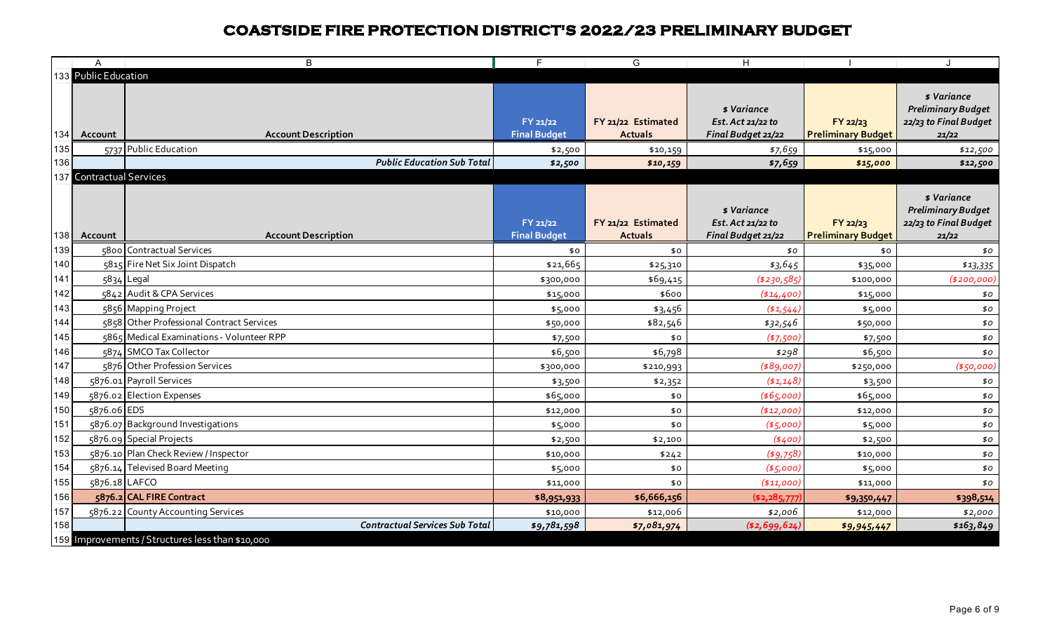# COASTSIDE FIRE PROTECTION DISTRICT'S 2022/23 PRELIMINARY BUDGET

## Public Education

| Account | Account Description | FY 21/22 Final Budget | FY 21/22 Estimated Actuals | $ Variance Est. Act 21/22 to Final Budget 21/22 | FY 22/23 Preliminary Budget | $ Variance Preliminary Budget 22/23 to Final Budget 21/22 |
|---|---|---|---|---|---|---|
| 5737 | Public Education | $2,500 | $10,159 | $7,659 | $15,000 | $12,500 |
| | **Public Education Sub Total** | **$2,500** | **$10,159** | **$7,659** | **$15,000** | **$12,500** |

## Contractual Services

| Account | Account Description | FY 21/22 Final Budget | FY 21/22 Estimated Actuals | $ Variance Est. Act 21/22 to Final Budget 21/22 | FY 22/23 Preliminary Budget | $ Variance Preliminary Budget 22/23 to Final Budget 21/22 |
|---|---|---|---|---|---|---|
| 5800 | Contractual Services | $0 | $0 | $0 | $0 | $0 |
| 5815 | Fire Net Six Joint Dispatch | $21,665 | $25,310 | $3,645 | $35,000 | $13,335 |
| 5834 | Legal | $300,000 | $69,415 | ($230,585) | $100,000 | ($200,000) |
| 5842 | Audit & CPA Services | $15,000 | $600 | ($14,400) | $15,000 | $0 |
| 5856 | Mapping Project | $5,000 | $3,456 | ($1,544) | $5,000 | $0 |
| 5858 | Other Professional Contract Services | $50,000 | $82,546 | $32,546 | $50,000 | $0 |
| 5865 | Medical Examinations - Volunteer RPP | $7,500 | $0 | ($7,500) | $7,500 | $0 |
| 5874 | SMCO Tax Collector | $6,500 | $6,798 | $298 | $6,500 | $0 |
| 5876 | Other Profession Services | $300,000 | $210,993 | ($89,007) | $250,000 | ($50,000) |
| 5876.01 | Payroll Services | $3,500 | $2,352 | ($1,148) | $3,500 | $0 |
| 5876.02 | Election Expenses | $65,000 | $0 | ($65,000) | $65,000 | $0 |
| 5876.06 | EDS | $12,000 | $0 | ($12,000) | $12,000 | $0 |
| 5876.07 | Background Investigations | $5,000 | $0 | ($5,000) | $5,000 | $0 |
| 5876.09 | Special Projects | $2,500 | $2,100 | ($400) | $2,500 | $0 |
| 5876.10 | Plan Check Review / Inspector | $10,000 | $242 | ($9,758) | $10,000 | $0 |
| 5876.14 | Televised Board Meeting | $5,000 | $0 | ($5,000) | $5,000 | $0 |
| 5876.18 | LAFCO | $11,000 | $0 | ($11,000) | $11,000 | $0 |
| **5876.2** | **CAL FIRE Contract** | **$8,951,933** | **$6,666,156** | **($2,285,777)** | **$9,350,447** | **$398,514** |
| 5876.22 | County Accounting Services | $10,000 | $12,006 | $2,006 | $12,000 | $2,000 |
| | **Contractual Services Sub Total** | **$9,781,598** | **$7,081,974** | **($2,699,624)** | **$9,945,447** | **$163,849** |

## Improvements / Structures less than $10,000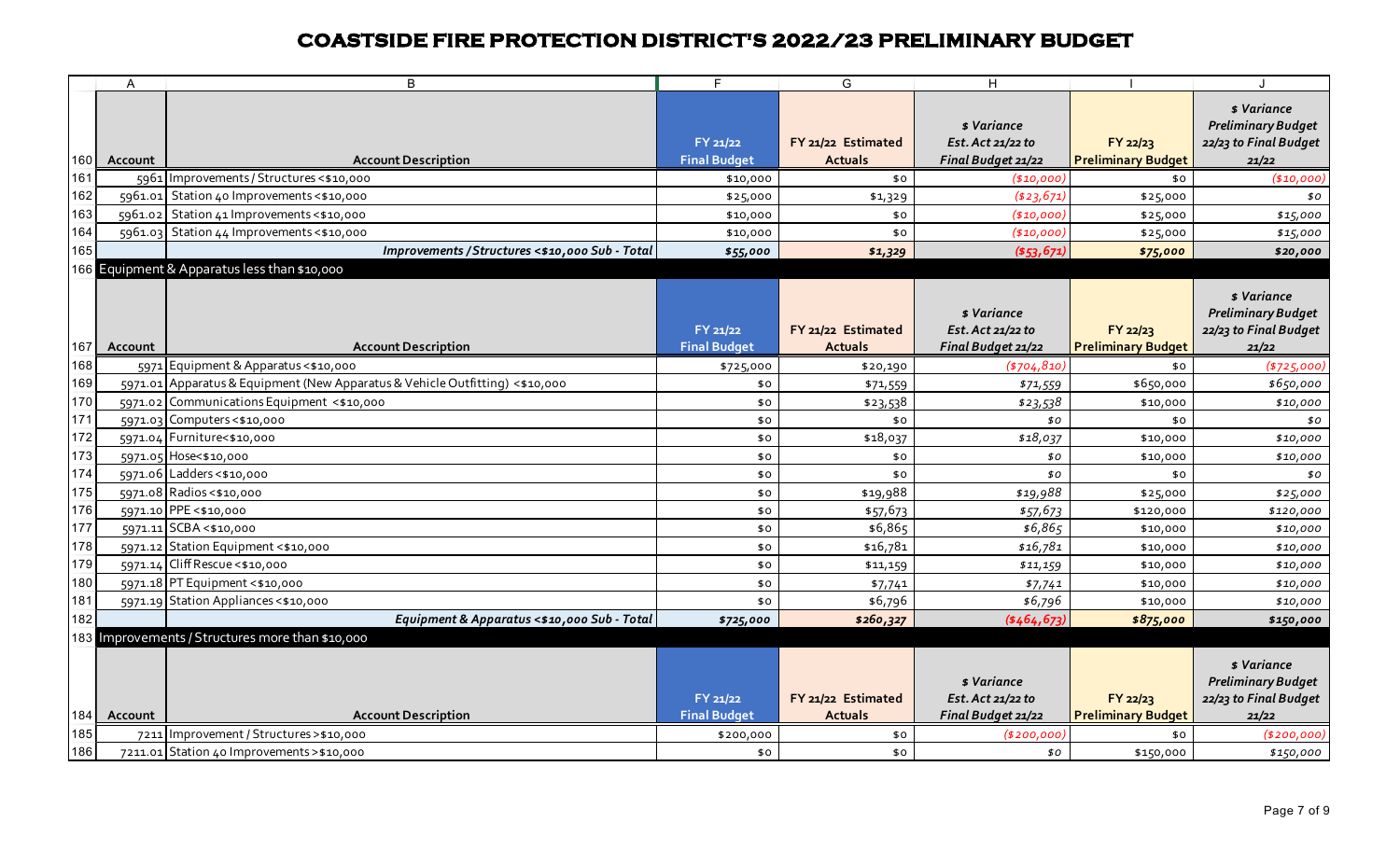# COASTSIDE FIRE PROTECTION DISTRICT'S 2022/23 PRELIMINARY BUDGET

| Account | Account Description | FY 21/22 Final Budget | FY 21/22 Estimated Actuals | $ Variance Est. Act 21/22 to Final Budget 21/22 | FY 22/23 Preliminary Budget | $ Variance Preliminary Budget 22/23 to Final Budget 21/22 |
|---|---|---|---|---|---|---|
| 5961 | Improvements / Structures <$10,000 | $10,000 | $0 | ($10,000) | $0 | ($10,000) |
| 5961.01 | Station 40 Improvements <$10,000 | $25,000 | $1,329 | ($23,671) | $25,000 | $0 |
| 5961.02 | Station 41 Improvements <$10,000 | $10,000 | $0 | ($10,000) | $25,000 | $15,000 |
| 5961.03 | Station 44 Improvements <$10,000 | $10,000 | $0 | ($10,000) | $25,000 | $15,000 |
| | ***Improvements / Structures <$10,000 Sub - Total*** | ***$55,000*** | ***$1,329*** | ***($53,671)*** | ***$75,000*** | ***$20,000*** |

## Equipment & Apparatus less than $10,000

| Account | Account Description | FY 21/22 Final Budget | FY 21/22 Estimated Actuals | $ Variance Est. Act 21/22 to Final Budget 21/22 | FY 22/23 Preliminary Budget | $ Variance Preliminary Budget 22/23 to Final Budget 21/22 |
|---|---|---|---|---|---|---|
| 5971 | Equipment & Apparatus <$10,000 | $725,000 | $20,190 | ($704,810) | $0 | ($725,000) |
| 5971.01 | Apparatus & Equipment (New Apparatus & Vehicle Outfitting) <$10,000 | $0 | $71,559 | $71,559 | $650,000 | $650,000 |
| 5971.02 | Communications Equipment <$10,000 | $0 | $23,538 | $23,538 | $10,000 | $10,000 |
| 5971.03 | Computers <$10,000 | $0 | $0 | $0 | $0 | $0 |
| 5971.04 | Furniture<$10,000 | $0 | $18,037 | $18,037 | $10,000 | $10,000 |
| 5971.05 | Hose<$10,000 | $0 | $0 | $0 | $10,000 | $10,000 |
| 5971.06 | Ladders <$10,000 | $0 | $0 | $0 | $0 | $0 |
| 5971.08 | Radios <$10,000 | $0 | $19,988 | $19,988 | $25,000 | $25,000 |
| 5971.10 | PPE <$10,000 | $0 | $57,673 | $57,673 | $120,000 | $120,000 |
| 5971.11 | SCBA <$10,000 | $0 | $6,865 | $6,865 | $10,000 | $10,000 |
| 5971.12 | Station Equipment <$10,000 | $0 | $16,781 | $16,781 | $10,000 | $10,000 |
| 5971.14 | Cliff Rescue <$10,000 | $0 | $11,159 | $11,159 | $10,000 | $10,000 |
| 5971.18 | PT Equipment <$10,000 | $0 | $7,741 | $7,741 | $10,000 | $10,000 |
| 5971.19 | Station Appliances <$10,000 | $0 | $6,796 | $6,796 | $10,000 | $10,000 |
| | ***Equipment & Apparatus <$10,000 Sub - Total*** | ***$725,000*** | ***$260,327*** | ***($464,673)*** | ***$875,000*** | ***$150,000*** |

## Improvements / Structures more than $10,000

| Account | Account Description | FY 21/22 Final Budget | FY 21/22 Estimated Actuals | $ Variance Est. Act 21/22 to Final Budget 21/22 | FY 22/23 Preliminary Budget | $ Variance Preliminary Budget 22/23 to Final Budget 21/22 |
|---|---|---|---|---|---|---|
| 7211 | Improvement / Structures >$10,000 | $200,000 | $0 | ($200,000) | $0 | ($200,000) |
| 7211.01 | Station 40 Improvements >$10,000 | $0 | $0 | $0 | $150,000 | $150,000 |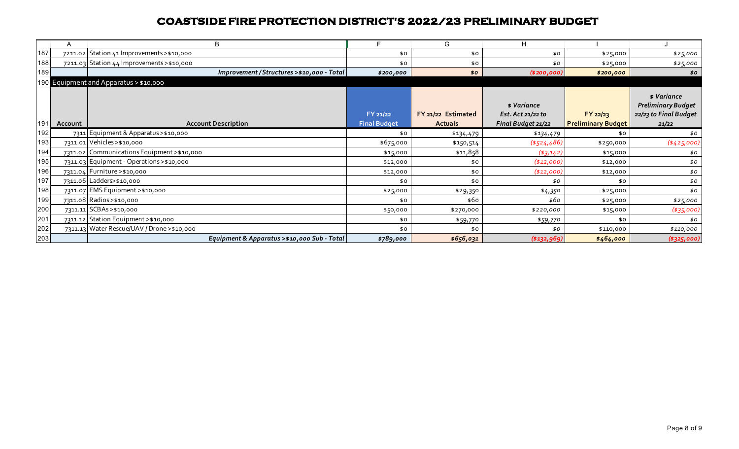# COASTSIDE FIRE PROTECTION DISTRICT'S 2022/23 PRELIMINARY BUDGET

| Account | Account Description | FY 21/22 Final Budget | FY 21/22 Estimated Actuals | $ Variance Est. Act 21/22 to Final Budget 21/22 | FY 22/23 Preliminary Budget | $ Variance Preliminary Budget 22/23 to Final Budget 21/22 |
|---|---|---|---|---|---|---|
| 7211.02 | Station 41 Improvements >$10,000 | $0 | $0 | $0 | $25,000 | $25,000 |
| 7211.03 | Station 44 Improvements >$10,000 | $0 | $0 | $0 | $25,000 | $25,000 |
| | *Improvement / Structures >$10,000 - Total* | *$200,000* | *$0* | *($200,000)* | *$200,000* | *$0* |
| **Equipment and Apparatus > $10,000** | | | | | | |
| 7311 | Equipment & Apparatus >$10,000 | $0 | $134,479 | $134,479 | $0 | $0 |
| 7311.01 | Vehicles >$10,000 | $675,000 | $150,514 | ($524,486) | $250,000 | ($425,000) |
| 7311.02 | Communications Equipment >$10,000 | $15,000 | $11,858 | ($3,142) | $15,000 | $0 |
| 7311.03 | Equipment - Operations >$10,000 | $12,000 | $0 | ($12,000) | $12,000 | $0 |
| 7311.04 | Furniture >$10,000 | $12,000 | $0 | ($12,000) | $12,000 | $0 |
| 7311.06 | Ladders>$10,000 | $0 | $0 | $0 | $0 | $0 |
| 7311.07 | EMS Equipment >$10,000 | $25,000 | $29,350 | $4,350 | $25,000 | $0 |
| 7311.08 | Radios >$10,000 | $0 | $60 | $60 | $25,000 | $25,000 |
| 7311.11 | SCBAs >$10,000 | $50,000 | $270,000 | $220,000 | $15,000 | ($35,000) |
| 7311.12 | Station Equipment >$10,000 | $0 | $59,770 | $59,770 | $0 | $0 |
| 7311.13 | Water Rescue/UAV / Drone >$10,000 | $0 | $0 | $0 | $110,000 | $110,000 |
| | *Equipment & Apparatus >$10,000 Sub - Total* | *$789,000* | *$656,031* | *($132,969)* | *$464,000* | *($325,000)* |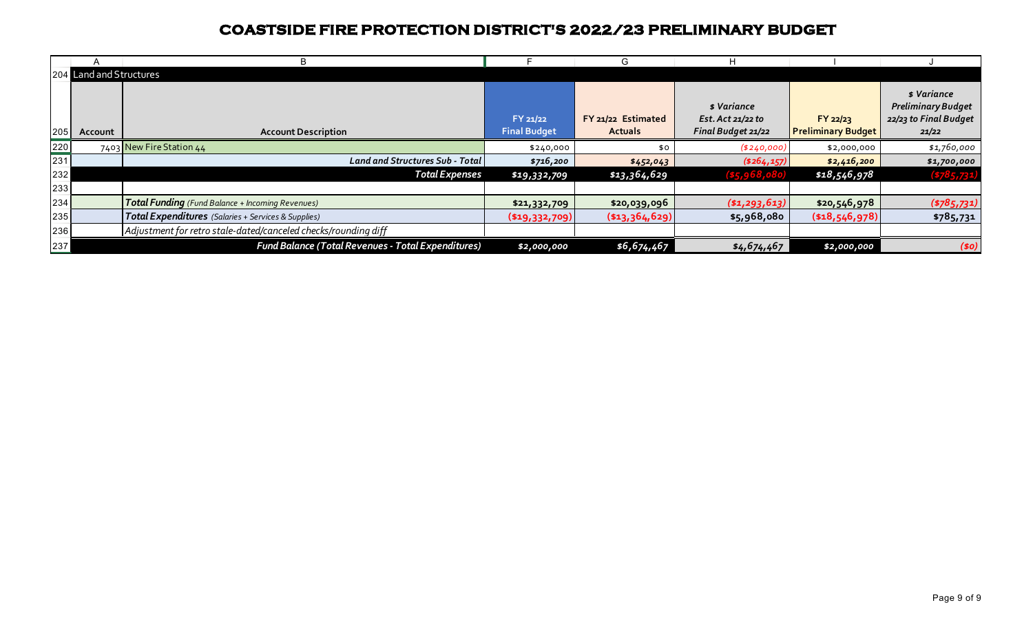# COASTSIDE FIRE PROTECTION DISTRICT'S 2022/23 PRELIMINARY BUDGET

| | A | B | F | G | H | I | J |
|---|---|---|---|---|---|---|---|
| 204 | Land and Structures | | | | | | |
| 205 | Account | Account Description | FY 21/22 Final Budget | FY 21/22 Estimated Actuals | $ Variance Est. Act 21/22 to Final Budget 21/22 | FY 22/23 Preliminary Budget | $ Variance Preliminary Budget 22/23 to Final Budget 21/22 |
| 220 | 7403 | New Fire Station 44 | $240,000 | $0 | ($240,000) | $2,000,000 | $1,760,000 |
| 231 | | *Land and Structures Sub - Total* | *$716,200* | *$452,043* | *($264,157)* | *$2,416,200* | *$1,700,000* |
| 232 | | *Total Expenses* | *$19,332,709* | *$13,364,629* | *($5,968,080)* | *$18,546,978* | *($785,731)* |
| 233 | | | | | | | |
| 234 | | ***Total Funding*** *(Fund Balance + Incoming Revenues)* | $21,332,709 | $20,039,096 | *($1,293,613)* | $20,546,978 | *($785,731)* |
| 235 | | ***Total Expenditures*** *(Salaries + Services & Supplies)* | ($19,332,709) | ($13,364,629) | $5,968,080 | ($18,546,978) | $785,731 |
| 236 | | *Adjustment for retro stale-dated/canceled checks/rounding diff* | | | | | |
| 237 | | *Fund Balance (Total Revenues - Total Expenditures)* | *$2,000,000* | *$6,674,467* | *$4,674,467* | *$2,000,000* | *($0)* |